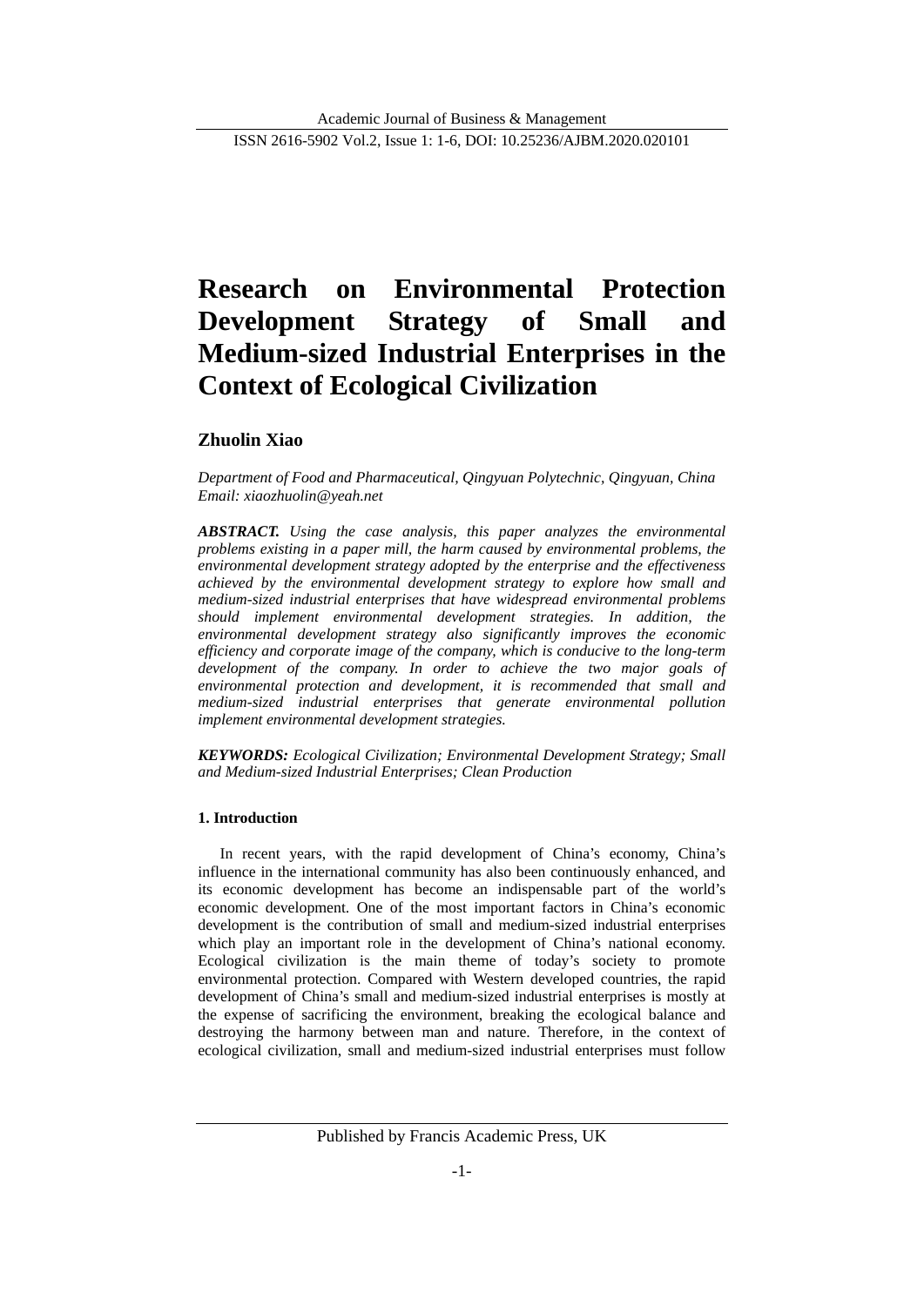# Research on Environmental Protection Development Strategy of Small and Medium-sized Industrial Enterprises in the Context of Ecological Civilization

**Zhuolin Xiao**

*Department of Food and Pharmaceutical, Qingyuan Polytechnic, Qingyuan, China*
*Email: xiaozhuolin@yeah.net*

***ABSTRACT.*** *Using the case analysis, this paper analyzes the environmental problems existing in a paper mill, the harm caused by environmental problems, the environmental development strategy adopted by the enterprise and the effectiveness achieved by the environmental development strategy to explore how small and medium-sized industrial enterprises that have widespread environmental problems should implement environmental development strategies. In addition, the environmental development strategy also significantly improves the economic efficiency and corporate image of the company, which is conducive to the long-term development of the company. In order to achieve the two major goals of environmental protection and development, it is recommended that small and medium-sized industrial enterprises that generate environmental pollution implement environmental development strategies.*

***KEYWORDS:*** *Ecological Civilization; Environmental Development Strategy; Small and Medium-sized Industrial Enterprises; Clean Production*

## 1. Introduction

In recent years, with the rapid development of China's economy, China's influence in the international community has also been continuously enhanced, and its economic development has become an indispensable part of the world's economic development. One of the most important factors in China's economic development is the contribution of small and medium-sized industrial enterprises which play an important role in the development of China's national economy. Ecological civilization is the main theme of today's society to promote environmental protection. Compared with Western developed countries, the rapid development of China's small and medium-sized industrial enterprises is mostly at the expense of sacrificing the environment, breaking the ecological balance and destroying the harmony between man and nature. Therefore, in the context of ecological civilization, small and medium-sized industrial enterprises must follow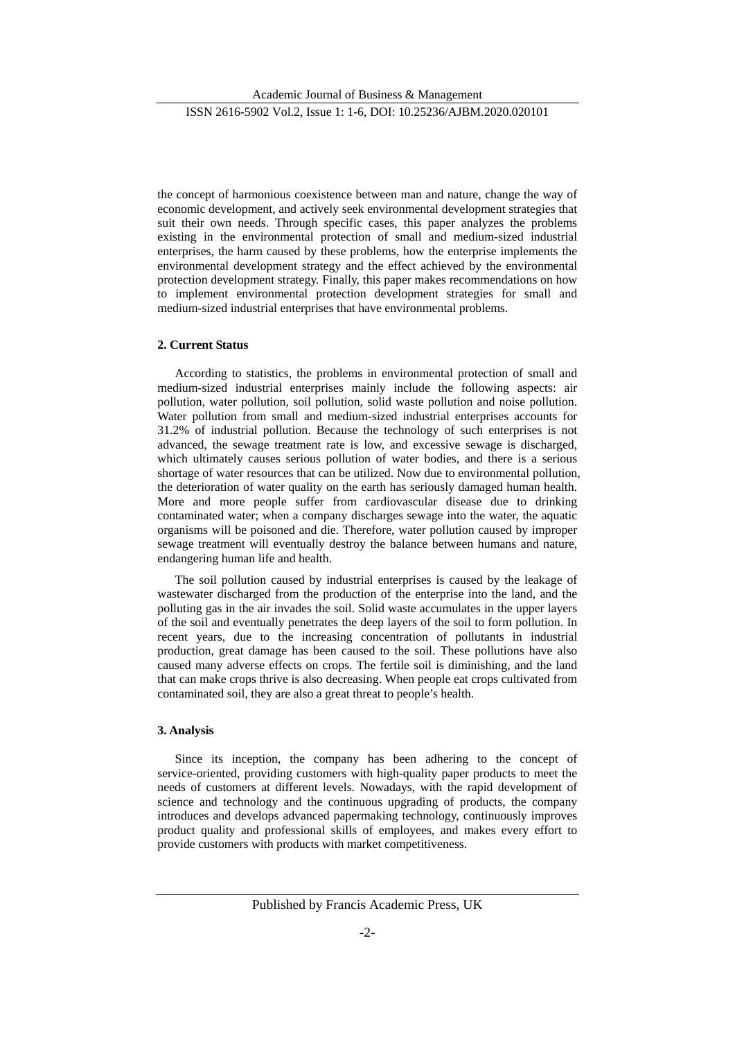the concept of harmonious coexistence between man and nature, change the way of economic development, and actively seek environmental development strategies that suit their own needs. Through specific cases, this paper analyzes the problems existing in the environmental protection of small and medium-sized industrial enterprises, the harm caused by these problems, how the enterprise implements the environmental development strategy and the effect achieved by the environmental protection development strategy. Finally, this paper makes recommendations on how to implement environmental protection development strategies for small and medium-sized industrial enterprises that have environmental problems.

## 2. Current Status

According to statistics, the problems in environmental protection of small and medium-sized industrial enterprises mainly include the following aspects: air pollution, water pollution, soil pollution, solid waste pollution and noise pollution. Water pollution from small and medium-sized industrial enterprises accounts for 31.2% of industrial pollution. Because the technology of such enterprises is not advanced, the sewage treatment rate is low, and excessive sewage is discharged, which ultimately causes serious pollution of water bodies, and there is a serious shortage of water resources that can be utilized. Now due to environmental pollution, the deterioration of water quality on the earth has seriously damaged human health. More and more people suffer from cardiovascular disease due to drinking contaminated water; when a company discharges sewage into the water, the aquatic organisms will be poisoned and die. Therefore, water pollution caused by improper sewage treatment will eventually destroy the balance between humans and nature, endangering human life and health.

The soil pollution caused by industrial enterprises is caused by the leakage of wastewater discharged from the production of the enterprise into the land, and the polluting gas in the air invades the soil. Solid waste accumulates in the upper layers of the soil and eventually penetrates the deep layers of the soil to form pollution. In recent years, due to the increasing concentration of pollutants in industrial production, great damage has been caused to the soil. These pollutions have also caused many adverse effects on crops. The fertile soil is diminishing, and the land that can make crops thrive is also decreasing. When people eat crops cultivated from contaminated soil, they are also a great threat to people's health.

## 3. Analysis

Since its inception, the company has been adhering to the concept of service-oriented, providing customers with high-quality paper products to meet the needs of customers at different levels. Nowadays, with the rapid development of science and technology and the continuous upgrading of products, the company introduces and develops advanced papermaking technology, continuously improves product quality and professional skills of employees, and makes every effort to provide customers with products with market competitiveness.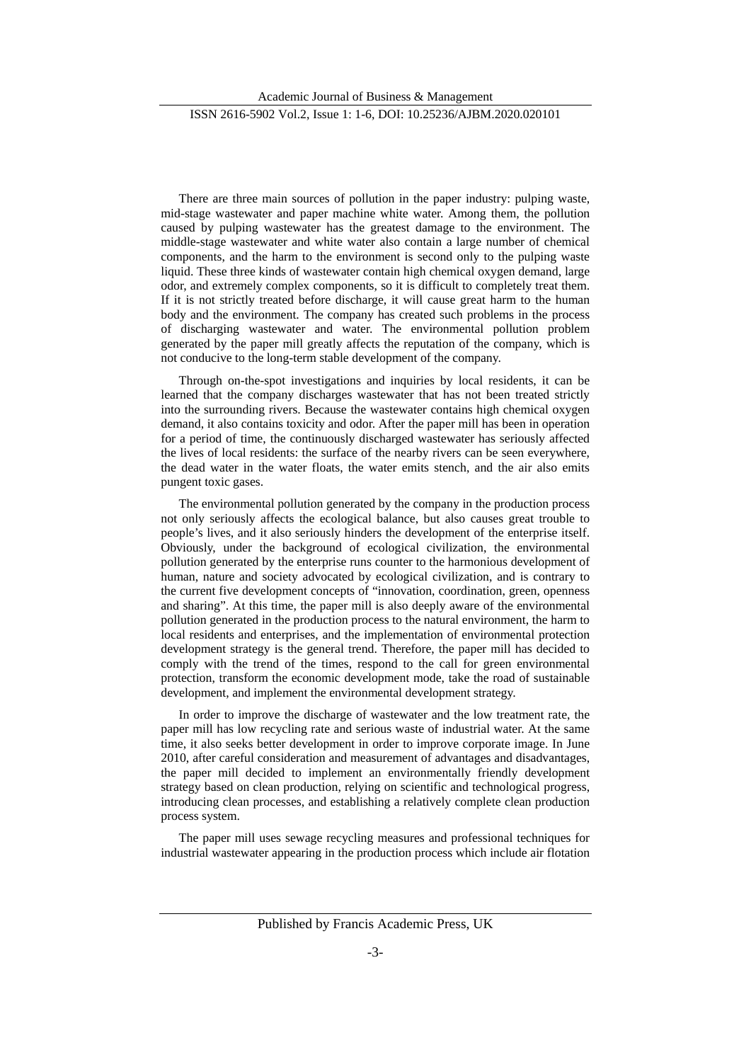There are three main sources of pollution in the paper industry: pulping waste, mid-stage wastewater and paper machine white water. Among them, the pollution caused by pulping wastewater has the greatest damage to the environment. The middle-stage wastewater and white water also contain a large number of chemical components, and the harm to the environment is second only to the pulping waste liquid. These three kinds of wastewater contain high chemical oxygen demand, large odor, and extremely complex components, so it is difficult to completely treat them. If it is not strictly treated before discharge, it will cause great harm to the human body and the environment. The company has created such problems in the process of discharging wastewater and water. The environmental pollution problem generated by the paper mill greatly affects the reputation of the company, which is not conducive to the long-term stable development of the company.

Through on-the-spot investigations and inquiries by local residents, it can be learned that the company discharges wastewater that has not been treated strictly into the surrounding rivers. Because the wastewater contains high chemical oxygen demand, it also contains toxicity and odor. After the paper mill has been in operation for a period of time, the continuously discharged wastewater has seriously affected the lives of local residents: the surface of the nearby rivers can be seen everywhere, the dead water in the water floats, the water emits stench, and the air also emits pungent toxic gases.

The environmental pollution generated by the company in the production process not only seriously affects the ecological balance, but also causes great trouble to people's lives, and it also seriously hinders the development of the enterprise itself. Obviously, under the background of ecological civilization, the environmental pollution generated by the enterprise runs counter to the harmonious development of human, nature and society advocated by ecological civilization, and is contrary to the current five development concepts of "innovation, coordination, green, openness and sharing". At this time, the paper mill is also deeply aware of the environmental pollution generated in the production process to the natural environment, the harm to local residents and enterprises, and the implementation of environmental protection development strategy is the general trend. Therefore, the paper mill has decided to comply with the trend of the times, respond to the call for green environmental protection, transform the economic development mode, take the road of sustainable development, and implement the environmental development strategy.

In order to improve the discharge of wastewater and the low treatment rate, the paper mill has low recycling rate and serious waste of industrial water. At the same time, it also seeks better development in order to improve corporate image. In June 2010, after careful consideration and measurement of advantages and disadvantages, the paper mill decided to implement an environmentally friendly development strategy based on clean production, relying on scientific and technological progress, introducing clean processes, and establishing a relatively complete clean production process system.

The paper mill uses sewage recycling measures and professional techniques for industrial wastewater appearing in the production process which include air flotation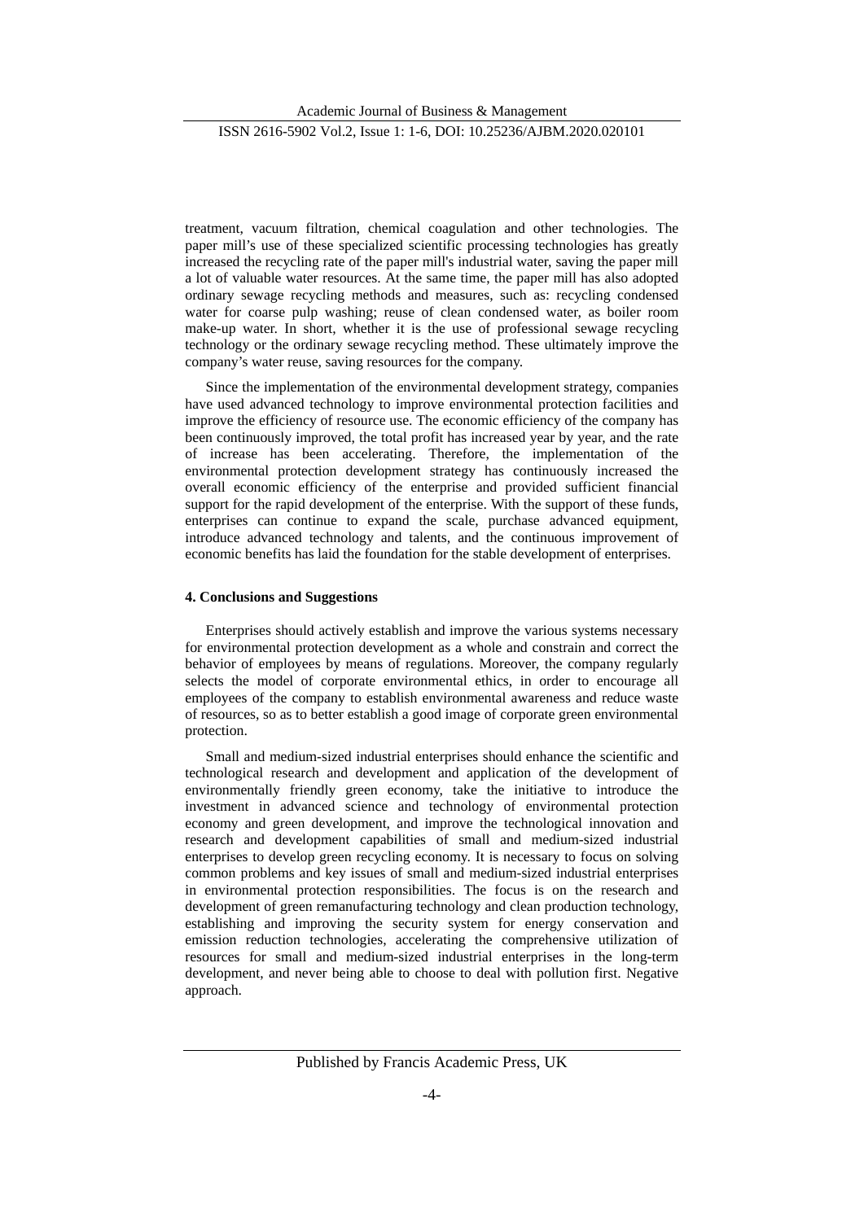treatment, vacuum filtration, chemical coagulation and other technologies. The paper mill's use of these specialized scientific processing technologies has greatly increased the recycling rate of the paper mill's industrial water, saving the paper mill a lot of valuable water resources. At the same time, the paper mill has also adopted ordinary sewage recycling methods and measures, such as: recycling condensed water for coarse pulp washing; reuse of clean condensed water, as boiler room make-up water. In short, whether it is the use of professional sewage recycling technology or the ordinary sewage recycling method. These ultimately improve the company's water reuse, saving resources for the company.

Since the implementation of the environmental development strategy, companies have used advanced technology to improve environmental protection facilities and improve the efficiency of resource use. The economic efficiency of the company has been continuously improved, the total profit has increased year by year, and the rate of increase has been accelerating. Therefore, the implementation of the environmental protection development strategy has continuously increased the overall economic efficiency of the enterprise and provided sufficient financial support for the rapid development of the enterprise. With the support of these funds, enterprises can continue to expand the scale, purchase advanced equipment, introduce advanced technology and talents, and the continuous improvement of economic benefits has laid the foundation for the stable development of enterprises.

## 4. Conclusions and Suggestions

Enterprises should actively establish and improve the various systems necessary for environmental protection development as a whole and constrain and correct the behavior of employees by means of regulations. Moreover, the company regularly selects the model of corporate environmental ethics, in order to encourage all employees of the company to establish environmental awareness and reduce waste of resources, so as to better establish a good image of corporate green environmental protection.

Small and medium-sized industrial enterprises should enhance the scientific and technological research and development and application of the development of environmentally friendly green economy, take the initiative to introduce the investment in advanced science and technology of environmental protection economy and green development, and improve the technological innovation and research and development capabilities of small and medium-sized industrial enterprises to develop green recycling economy. It is necessary to focus on solving common problems and key issues of small and medium-sized industrial enterprises in environmental protection responsibilities. The focus is on the research and development of green remanufacturing technology and clean production technology, establishing and improving the security system for energy conservation and emission reduction technologies, accelerating the comprehensive utilization of resources for small and medium-sized industrial enterprises in the long-term development, and never being able to choose to deal with pollution first. Negative approach.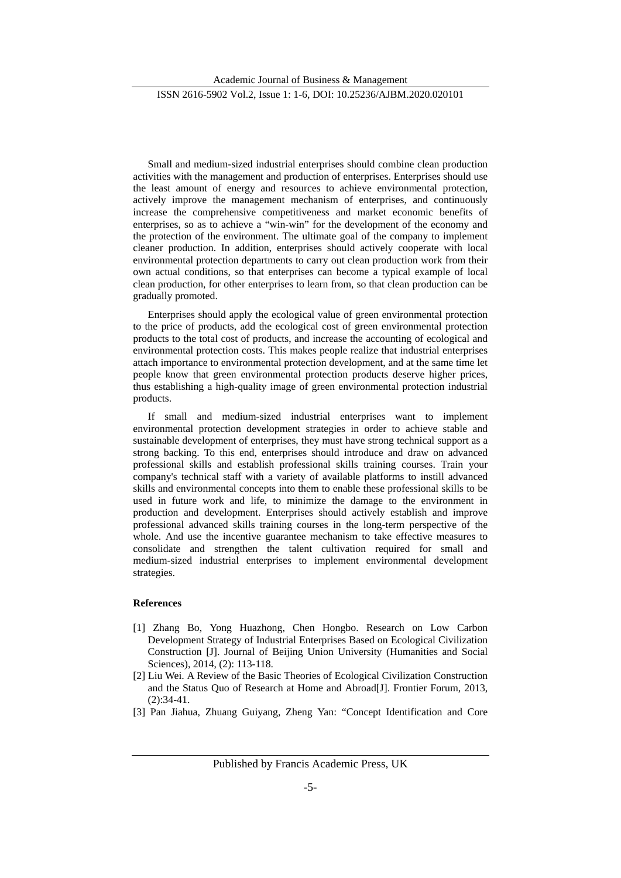Small and medium-sized industrial enterprises should combine clean production activities with the management and production of enterprises. Enterprises should use the least amount of energy and resources to achieve environmental protection, actively improve the management mechanism of enterprises, and continuously increase the comprehensive competitiveness and market economic benefits of enterprises, so as to achieve a "win-win" for the development of the economy and the protection of the environment. The ultimate goal of the company to implement cleaner production. In addition, enterprises should actively cooperate with local environmental protection departments to carry out clean production work from their own actual conditions, so that enterprises can become a typical example of local clean production, for other enterprises to learn from, so that clean production can be gradually promoted.

Enterprises should apply the ecological value of green environmental protection to the price of products, add the ecological cost of green environmental protection products to the total cost of products, and increase the accounting of ecological and environmental protection costs. This makes people realize that industrial enterprises attach importance to environmental protection development, and at the same time let people know that green environmental protection products deserve higher prices, thus establishing a high-quality image of green environmental protection industrial products.

If small and medium-sized industrial enterprises want to implement environmental protection development strategies in order to achieve stable and sustainable development of enterprises, they must have strong technical support as a strong backing. To this end, enterprises should introduce and draw on advanced professional skills and establish professional skills training courses. Train your company's technical staff with a variety of available platforms to instill advanced skills and environmental concepts into them to enable these professional skills to be used in future work and life, to minimize the damage to the environment in production and development. Enterprises should actively establish and improve professional advanced skills training courses in the long-term perspective of the whole. And use the incentive guarantee mechanism to take effective measures to consolidate and strengthen the talent cultivation required for small and medium-sized industrial enterprises to implement environmental development strategies.

**References**

[1] Zhang Bo, Yong Huazhong, Chen Hongbo. Research on Low Carbon Development Strategy of Industrial Enterprises Based on Ecological Civilization Construction [J]. Journal of Beijing Union University (Humanities and Social Sciences), 2014, (2): 113-118.

[2] Liu Wei. A Review of the Basic Theories of Ecological Civilization Construction and the Status Quo of Research at Home and Abroad[J]. Frontier Forum, 2013, (2):34-41.

[3] Pan Jiahua, Zhuang Guiyang, Zheng Yan: "Concept Identification and Core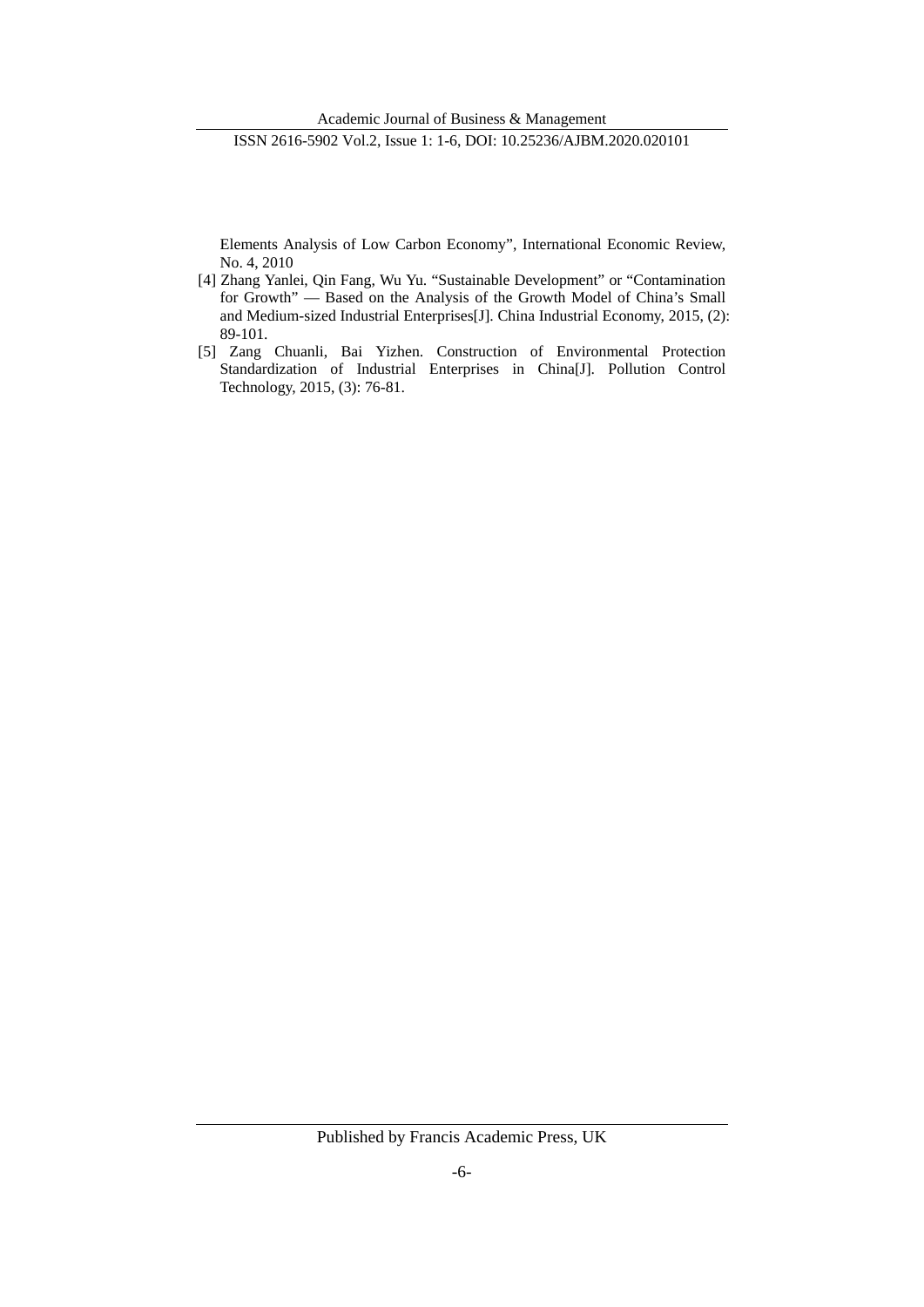Elements Analysis of Low Carbon Economy", International Economic Review, No. 4, 2010

[4] Zhang Yanlei, Qin Fang, Wu Yu. "Sustainable Development" or "Contamination for Growth" — Based on the Analysis of the Growth Model of China's Small and Medium-sized Industrial Enterprises[J]. China Industrial Economy, 2015, (2): 89-101.

[5] Zang Chuanli, Bai Yizhen. Construction of Environmental Protection Standardization of Industrial Enterprises in China[J]. Pollution Control Technology, 2015, (3): 76-81.